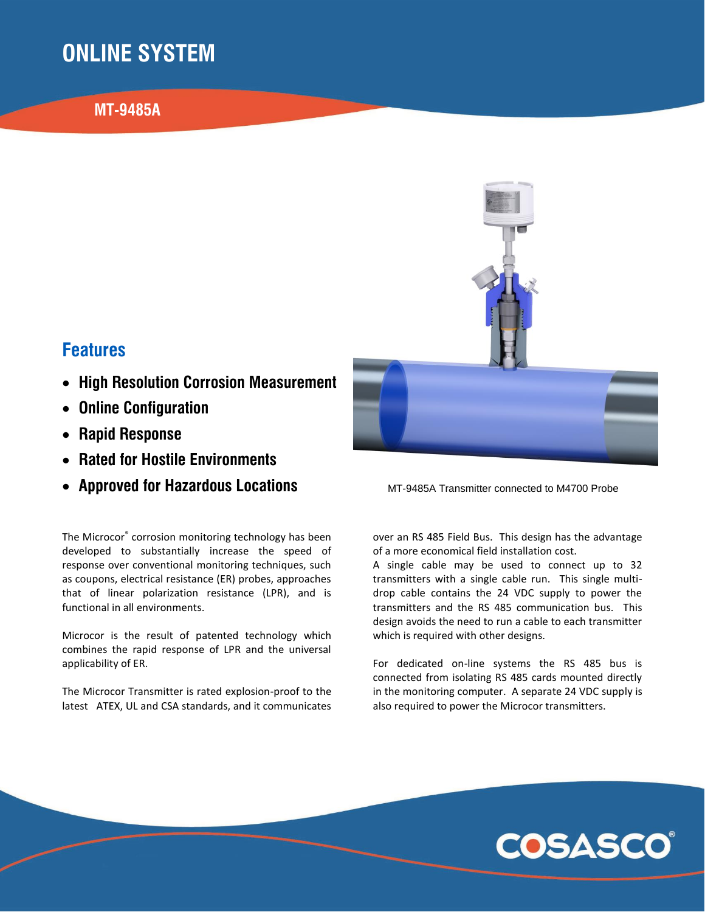# ONLINE SYSTEM

## MT-9485A

MT-9485A Transmitter connected to M4700 Probe

## Features

- **High Resolution Corrosion Measurement**
- **Online Configuration**
- **Rapid Response**
- **Rated for Hostile Environments**
- **Approved for Hazardous Locations**

The Microcor® corrosion monitoring technology has been developed to substantially increase the speed of response over conventional monitoring techniques, such as coupons, electrical resistance (ER) probes, approaches that of linear polarization resistance (LPR), and is functional in all environments.

Microcor is the result of patented technology which combines the rapid response of LPR and the universal applicability of ER.

The Microcor Transmitter is rated explosion-proof to the latest ATEX, UL and CSA standards, and it communicates over an RS 485 Field Bus. This design has the advantage of a more economical field installation cost.

A single cable may be used to connect up to 32 transmitters with a single cable run. This single multi-drop cable contains the 24 VDC supply to power the transmitters and the RS 485 communication bus. This design avoids the need to run a cable to each transmitter which is required with other designs.

For dedicated on-line systems the RS 485 bus is connected from isolating RS 485 cards mounted directly in the monitoring computer. A separate 24 VDC supply is also required to power the Microcor transmitters.

COSASCO®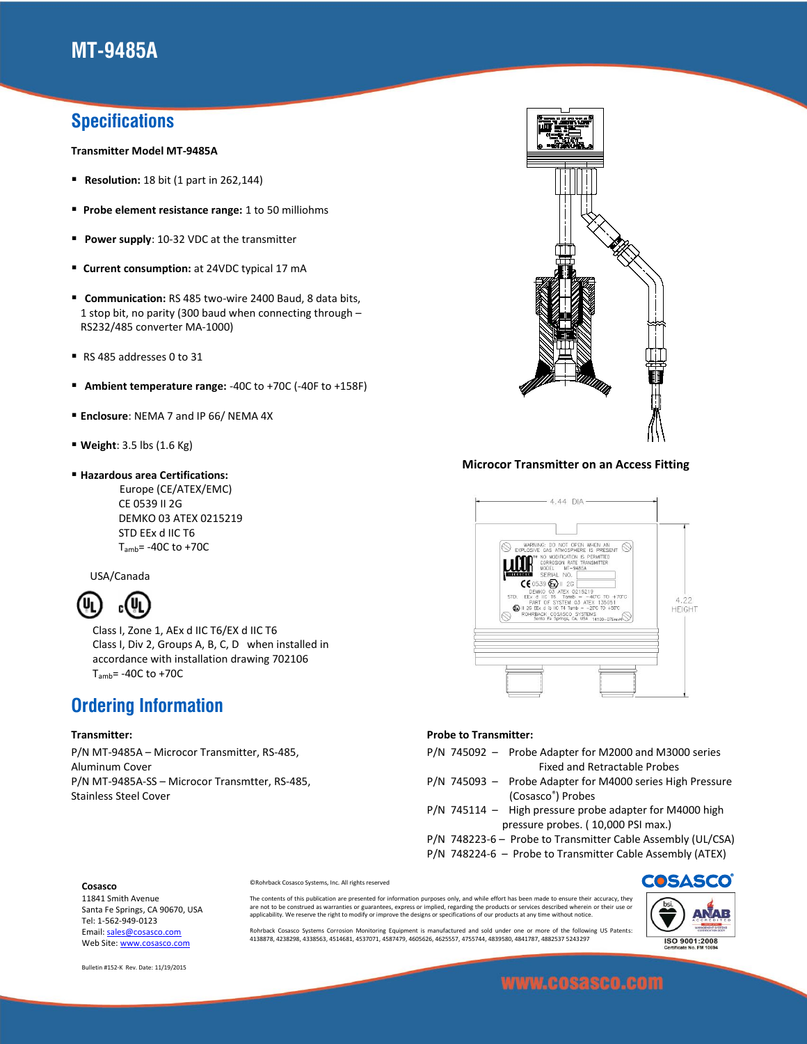# MT-9485A

## Specifications

**Transmitter Model MT-9485A**

- **Resolution:** 18 bit (1 part in 262,144)
- **Probe element resistance range:** 1 to 50 milliohms
- **Power supply**: 10-32 VDC at the transmitter
- **Current consumption:** at 24VDC typical 17 mA
- **Communication:** RS 485 two-wire 2400 Baud, 8 data bits, 1 stop bit, no parity (300 baud when connecting through – RS232/485 converter MA-1000)
- RS 485 addresses 0 to 31
- **Ambient temperature range:** -40C to +70C (-40F to +158F)
- **Enclosure**: NEMA 7 and IP 66/ NEMA 4X
- **Weight**: 3.5 lbs (1.6 Kg)
- **Hazardous area Certifications:**

  Europe (CE/ATEX/EMC)
  CE 0539 II 2G
  DEMKO 03 ATEX 0215219
  STD EEx d IIC T6
  $T_{amb}$= -40C to +70C

  USA/Canada

  Class I, Zone 1, AEx d IIC T6/EX d IIC T6
  Class I, Div 2, Groups A, B, C, D when installed in accordance with installation drawing 702106
  $T_{amb}$= -40C to +70C

**Microcor Transmitter on an Access Fitting**

4.44 DIA

4.22 HEIGHT

## Ordering Information

**Transmitter:**

P/N MT-9485A – Microcor Transmitter, RS-485, Aluminum Cover
P/N MT-9485A-SS – Microcor Transmtter, RS-485, Stainless Steel Cover

**Probe to Transmitter:**

P/N 745092 – Probe Adapter for M2000 and M3000 series Fixed and Retractable Probes
P/N 745093 – Probe Adapter for M4000 series High Pressure (Cosasco®) Probes
P/N 745114 – High pressure probe adapter for M4000 high pressure probes. ( 10,000 PSI max.)
P/N 748223-6 – Probe to Transmitter Cable Assembly (UL/CSA)
P/N 748224-6 – Probe to Transmitter Cable Assembly (ATEX)

**Cosasco**
11841 Smith Avenue
Santa Fe Springs, CA 90670, USA
Tel: 1-562-949-0123
Email: sales@cosasco.com
Web Site: www.cosasco.com

©Rohrback Cosasco Systems, Inc. All rights reserved

The contents of this publication are presented for information purposes only, and while effort has been made to ensure their accuracy, they are not to be construed as warranties or guarantees, express or implied, regarding the products or services described wherein or their use or applicability. We reserve the right to modify or improve the designs or specifications of our products at any time without notice.

Rohrback Cosasco Systems Corrosion Monitoring Equipment is manufactured and sold under one or more of the following US Patents: 4138878, 4238298, 4338563, 4514681, 4537071, 4587479, 4605626, 4625557, 4755744, 4839580, 4841787, 4882537 5243297

ISO 9001:2008
Certificate No. FM 10694

Bulletin #152-K Rev. Date: 11/19/2015

www.cosasco.com